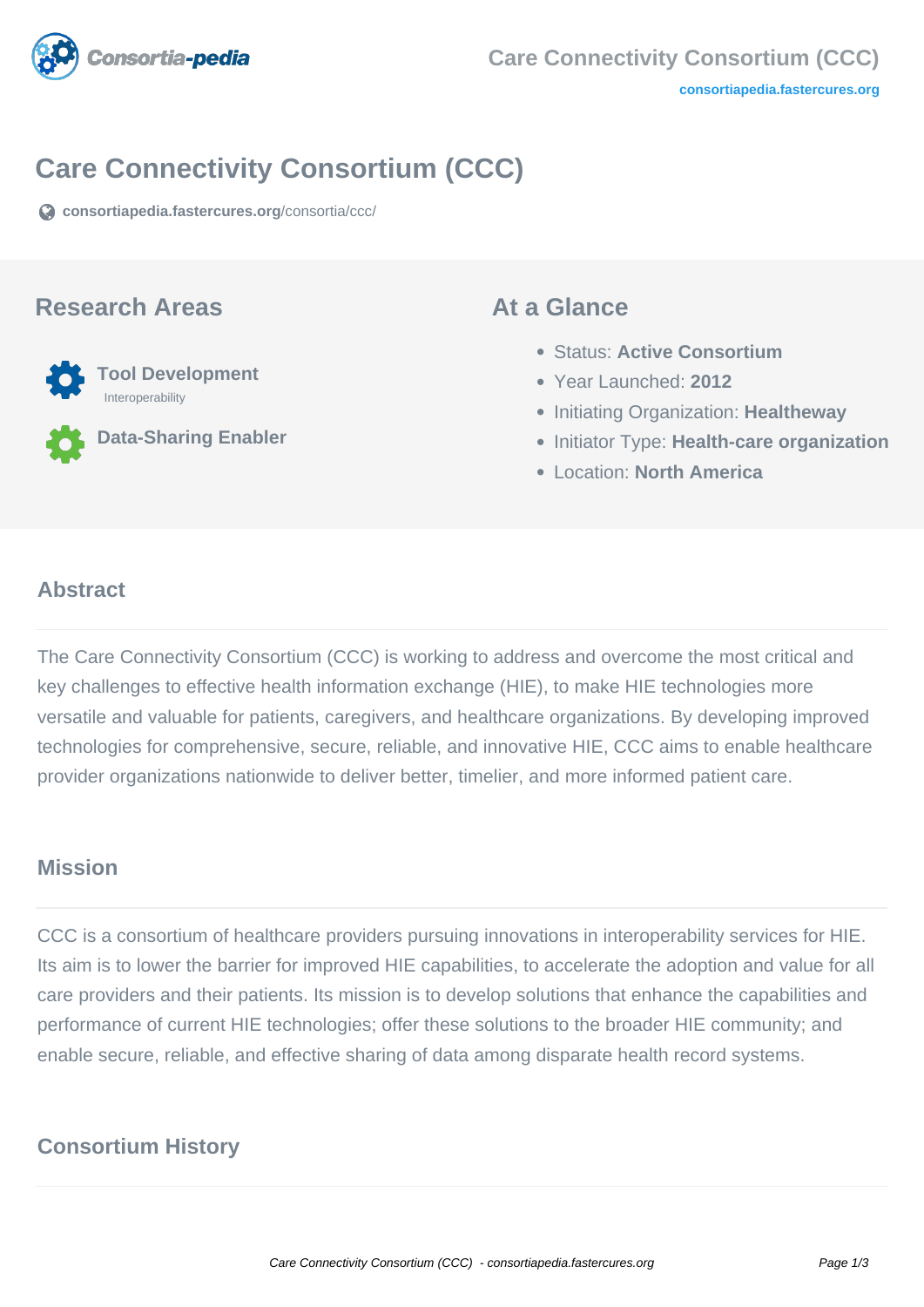# Care Connectivity Consortium (CCC)

consortiapedia.fastercures.org/consortia/ccc/

## Research Areas

**Tool Development**
Interoperability

**Data-Sharing Enabler**

## At a Glance

- Status: **Active Consortium**
- Year Launched: **2012**
- Initiating Organization: **Healtheway**
- Initiator Type: **Health-care organization**
- Location: **North America**

## Abstract

The Care Connectivity Consortium (CCC) is working to address and overcome the most critical and key challenges to effective health information exchange (HIE), to make HIE technologies more versatile and valuable for patients, caregivers, and healthcare organizations. By developing improved technologies for comprehensive, secure, reliable, and innovative HIE, CCC aims to enable healthcare provider organizations nationwide to deliver better, timelier, and more informed patient care.

## Mission

CCC is a consortium of healthcare providers pursuing innovations in interoperability services for HIE. Its aim is to lower the barrier for improved HIE capabilities, to accelerate the adoption and value for all care providers and their patients. Its mission is to develop solutions that enhance the capabilities and performance of current HIE technologies; offer these solutions to the broader HIE community; and enable secure, reliable, and effective sharing of data among disparate health record systems.

## Consortium History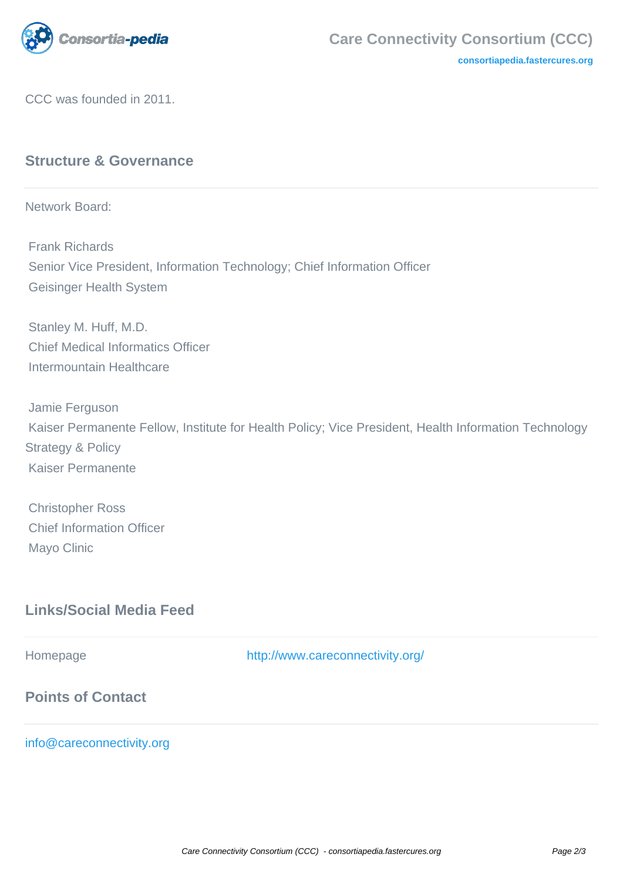CCC was founded in 2011.

## Structure & Governance

Network Board:

Frank Richards
Senior Vice President, Information Technology; Chief Information Officer
Geisinger Health System

Stanley M. Huff, M.D.
Chief Medical Informatics Officer
Intermountain Healthcare

Jamie Ferguson
Kaiser Permanente Fellow, Institute for Health Policy; Vice President, Health Information Technology Strategy & Policy
Kaiser Permanente

Christopher Ross
Chief Information Officer
Mayo Clinic

## Links/Social Media Feed

| Homepage | http://www.careconnectivity.org/ |
|---|---|

## Points of Contact

info@careconnectivity.org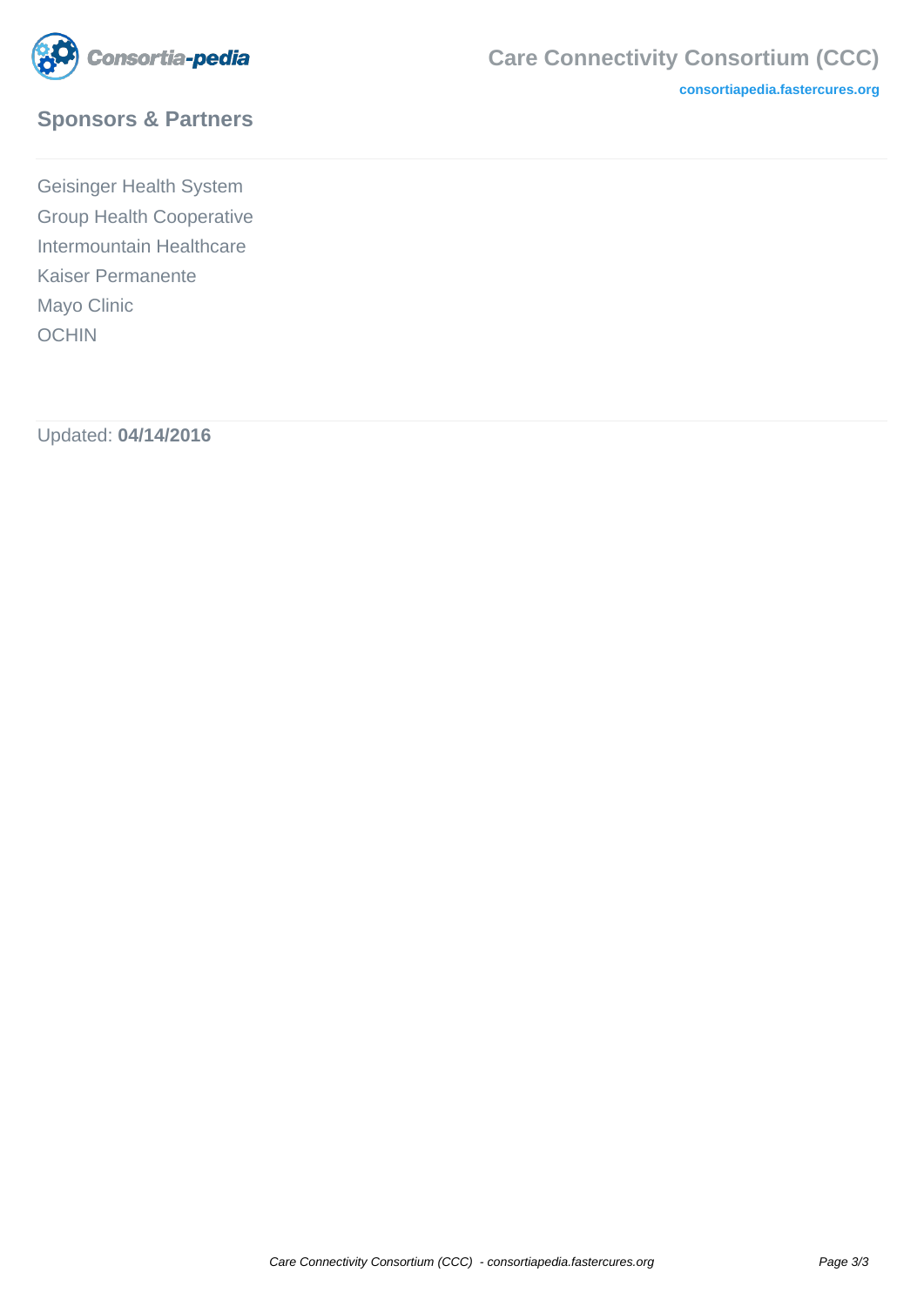## Sponsors & Partners

Geisinger Health System
Group Health Cooperative
Intermountain Healthcare
Kaiser Permanente
Mayo Clinic
OCHIN

Updated: **04/14/2016**